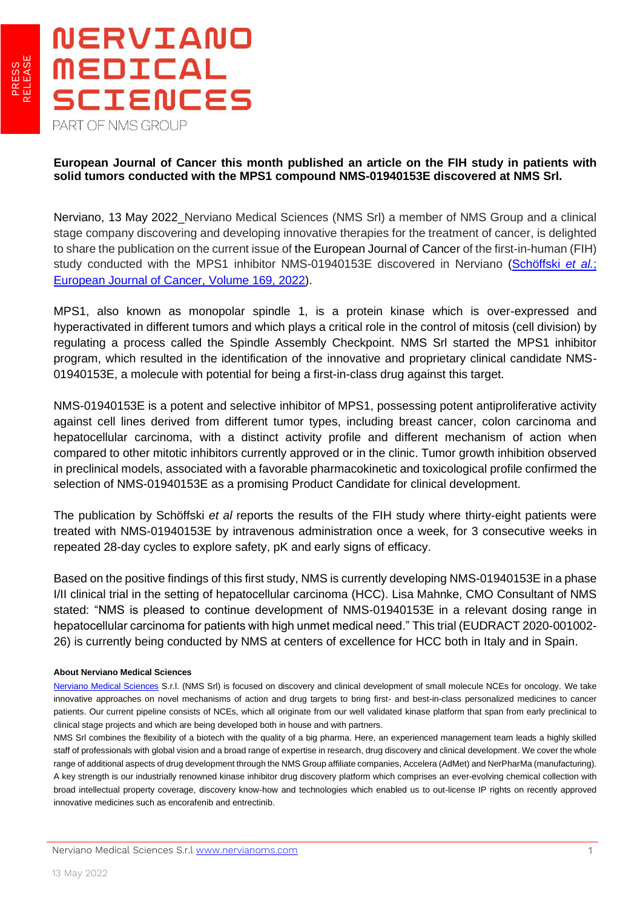PRESS RELEASE

# NERVIANO MEDICAL SCIENCES

PART OF NMS GROUP

**European Journal of Cancer this month published an article on the FIH study in patients with solid tumors conducted with the MPS1 compound NMS-01940153E discovered at NMS Srl.**

Nerviano, 13 May 2022_Nerviano Medical Sciences (NMS Srl) a member of NMS Group and a clinical stage company discovering and developing innovative therapies for the treatment of cancer, is delighted to share the publication on the current issue of the European Journal of Cancer of the first-in-human (FIH) study conducted with the MPS1 inhibitor NMS-01940153E discovered in Nerviano (Schöffski *et al.*; European Journal of Cancer, Volume 169, 2022).

MPS1, also known as monopolar spindle 1, is a protein kinase which is over-expressed and hyperactivated in different tumors and which plays a critical role in the control of mitosis (cell division) by regulating a process called the Spindle Assembly Checkpoint. NMS Srl started the MPS1 inhibitor program, which resulted in the identification of the innovative and proprietary clinical candidate NMS-01940153E, a molecule with potential for being a first-in-class drug against this target.

NMS-01940153E is a potent and selective inhibitor of MPS1, possessing potent antiproliferative activity against cell lines derived from different tumor types, including breast cancer, colon carcinoma and hepatocellular carcinoma, with a distinct activity profile and different mechanism of action when compared to other mitotic inhibitors currently approved or in the clinic. Tumor growth inhibition observed in preclinical models, associated with a favorable pharmacokinetic and toxicological profile confirmed the selection of NMS-01940153E as a promising Product Candidate for clinical development.

The publication by Schöffski *et al* reports the results of the FIH study where thirty-eight patients were treated with NMS-01940153E by intravenous administration once a week, for 3 consecutive weeks in repeated 28-day cycles to explore safety, pK and early signs of efficacy.

Based on the positive findings of this first study, NMS is currently developing NMS-01940153E in a phase I/II clinical trial in the setting of hepatocellular carcinoma (HCC). Lisa Mahnke, CMO Consultant of NMS stated: "NMS is pleased to continue development of NMS-01940153E in a relevant dosing range in hepatocellular carcinoma for patients with high unmet medical need." This trial (EUDRACT 2020-001002-26) is currently being conducted by NMS at centers of excellence for HCC both in Italy and in Spain.

**About Nerviano Medical Sciences**

Nerviano Medical Sciences S.r.l. (NMS Srl) is focused on discovery and clinical development of small molecule NCEs for oncology. We take innovative approaches on novel mechanisms of action and drug targets to bring first- and best-in-class personalized medicines to cancer patients. Our current pipeline consists of NCEs, which all originate from our well validated kinase platform that span from early preclinical to clinical stage projects and which are being developed both in house and with partners.

NMS Srl combines the flexibility of a biotech with the quality of a big pharma. Here, an experienced management team leads a highly skilled staff of professionals with global vision and a broad range of expertise in research, drug discovery and clinical development. We cover the whole range of additional aspects of drug development through the NMS Group affiliate companies, Accelera (AdMet) and NerPharMa (manufacturing). A key strength is our industrially renowned kinase inhibitor drug discovery platform which comprises an ever-evolving chemical collection with broad intellectual property coverage, discovery know-how and technologies which enabled us to out-license IP rights on recently approved innovative medicines such as encorafenib and entrectinib.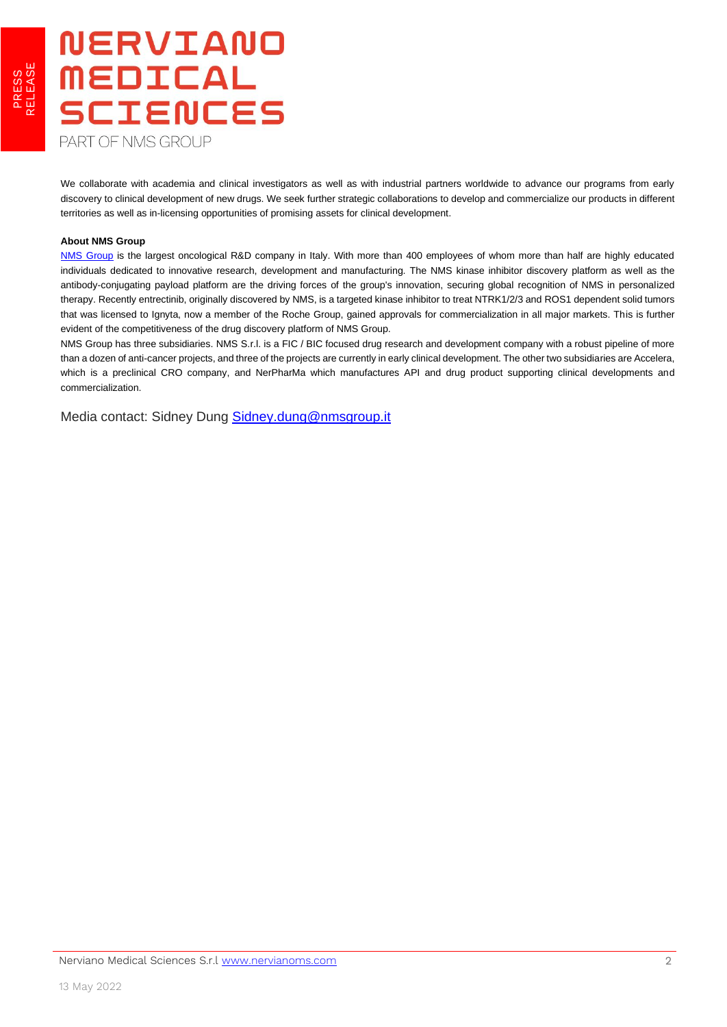We collaborate with academia and clinical investigators as well as with industrial partners worldwide to advance our programs from early discovery to clinical development of new drugs. We seek further strategic collaborations to develop and commercialize our products in different territories as well as in-licensing opportunities of promising assets for clinical development.

**About NMS Group**

NMS Group is the largest oncological R&D company in Italy. With more than 400 employees of whom more than half are highly educated individuals dedicated to innovative research, development and manufacturing. The NMS kinase inhibitor discovery platform as well as the antibody-conjugating payload platform are the driving forces of the group's innovation, securing global recognition of NMS in personalized therapy. Recently entrectinib, originally discovered by NMS, is a targeted kinase inhibitor to treat NTRK1/2/3 and ROS1 dependent solid tumors that was licensed to Ignyta, now a member of the Roche Group, gained approvals for commercialization in all major markets. This is further evident of the competitiveness of the drug discovery platform of NMS Group.

NMS Group has three subsidiaries. NMS S.r.l. is a FIC / BIC focused drug research and development company with a robust pipeline of more than a dozen of anti-cancer projects, and three of the projects are currently in early clinical development. The other two subsidiaries are Accelera, which is a preclinical CRO company, and NerPharMa which manufactures API and drug product supporting clinical developments and commercialization.

Media contact: Sidney Dung Sidney.dung@nmsgroup.it